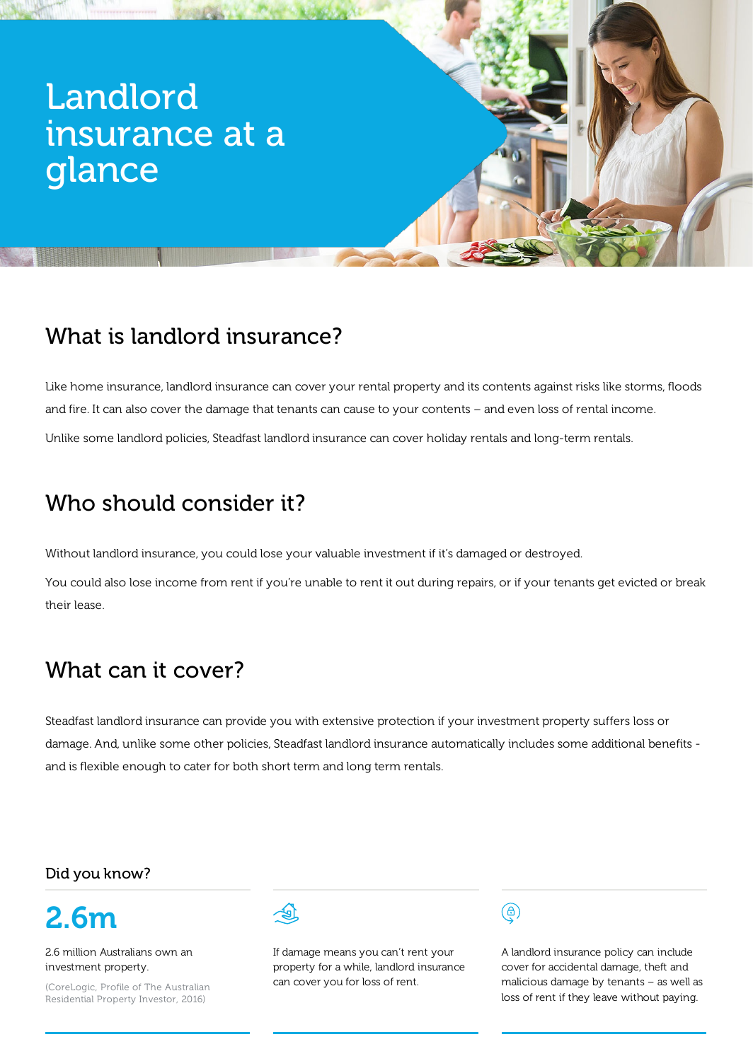# Landlord insurance at a glance

## What is landlord insurance?

Like home insurance, landlord insurance can cover your rental property and its contents against risks like storms, floods and fire. It can also cover the damage that tenants can cause to your contents – and even loss of rental income.

Unlike some landlord policies, Steadfast landlord insurance can cover holiday rentals and long-term rentals.

## Who should consider it?

Without landlord insurance, you could lose your valuable investment if it's damaged or destroyed.

You could also lose income from rent if you're unable to rent it out during repairs, or if your tenants get evicted or break their lease.

## What can it cover?

Steadfast landlord insurance can provide you with extensive protection if your investment property suffers loss or damage. And, unlike some other policies, Steadfast landlord insurance automatically includes some additional benefits - and is flexible enough to cater for both short term and long term rentals.

### Did you know?

**2.6m**

2.6 million Australians own an investment property.

(CoreLogic, Profile of The Australian Residential Property Investor, 2016)

If damage means you can't rent your property for a while, landlord insurance can cover you for loss of rent.

A landlord insurance policy can include cover for accidental damage, theft and malicious damage by tenants – as well as loss of rent if they leave without paying.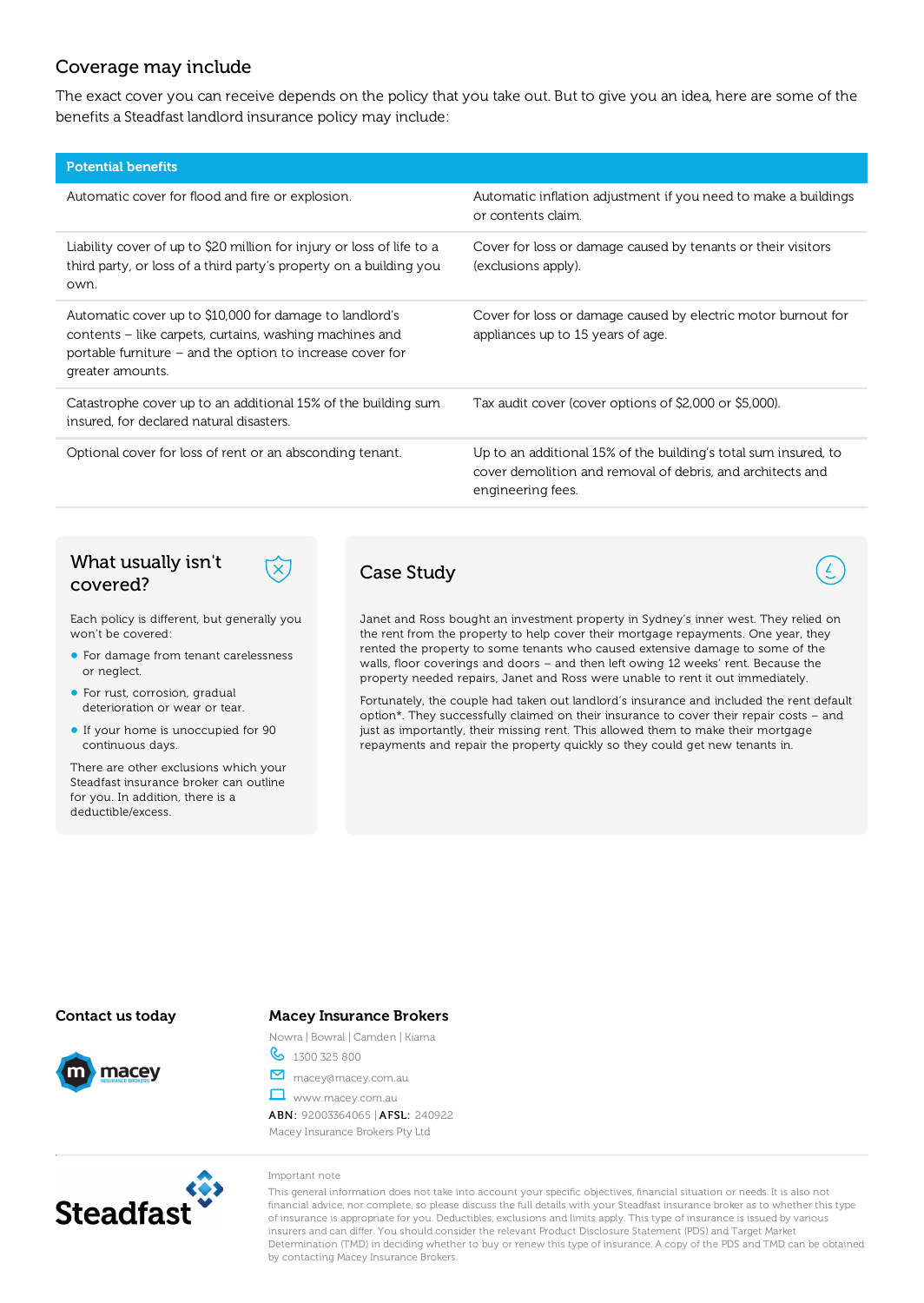## Coverage may include

The exact cover you can receive depends on the policy that you take out. But to give you an idea, here are some of the benefits a Steadfast landlord insurance policy may include:

| Potential benefits | |
|---|---|
| Automatic cover for flood and fire or explosion. | Automatic inflation adjustment if you need to make a buildings or contents claim. |
| Liability cover of up to $20 million for injury or loss of life to a third party, or loss of a third party's property on a building you own. | Cover for loss or damage caused by tenants or their visitors (exclusions apply). |
| Automatic cover up to $10,000 for damage to landlord's contents – like carpets, curtains, washing machines and portable furniture – and the option to increase cover for greater amounts. | Cover for loss or damage caused by electric motor burnout for appliances up to 15 years of age. |
| Catastrophe cover up to an additional 15% of the building sum insured, for declared natural disasters. | Tax audit cover (cover options of $2,000 or $5,000). |
| Optional cover for loss of rent or an absconding tenant. | Up to an additional 15% of the building's total sum insured, to cover demolition and removal of debris, and architects and engineering fees. |

### What usually isn't covered?

Each policy is different, but generally you won't be covered:

- For damage from tenant carelessness or neglect.
- For rust, corrosion, gradual deterioration or wear or tear.
- If your home is unoccupied for 90 continuous days.

There are other exclusions which your Steadfast insurance broker can outline for you. In addition, there is a deductible/excess.

### Case Study

Janet and Ross bought an investment property in Sydney's inner west. They relied on the rent from the property to help cover their mortgage repayments. One year, they rented the property to some tenants who caused extensive damage to some of the walls, floor coverings and doors – and then left owing 12 weeks' rent. Because the property needed repairs, Janet and Ross were unable to rent it out immediately.

Fortunately, the couple had taken out landlord's insurance and included the rent default option*. They successfully claimed on their insurance to cover their repair costs – and just as importantly, their missing rent. This allowed them to make their mortgage repayments and repair the property quickly so they could get new tenants in.

**Contact us today**

**Macey Insurance Brokers**

Nowra | Bowral | Camden | Kiama

1300 325 800

macey@macey.com.au

www.macey.com.au

**ABN:** 92003364065 | **AFSL:** 240922

Macey Insurance Brokers Pty Ltd

Important note

This general information does not take into account your specific objectives, financial situation or needs. It is also not financial advice, nor complete, so please discuss the full details with your Steadfast insurance broker as to whether this type of insurance is appropriate for you. Deductibles, exclusions and limits apply. This type of insurance is issued by various insurers and can differ. You should consider the relevant Product Disclosure Statement (PDS) and Target Market Determination (TMD) in deciding whether to buy or renew this type of insurance. A copy of the PDS and TMD can be obtained by contacting Macey Insurance Brokers.